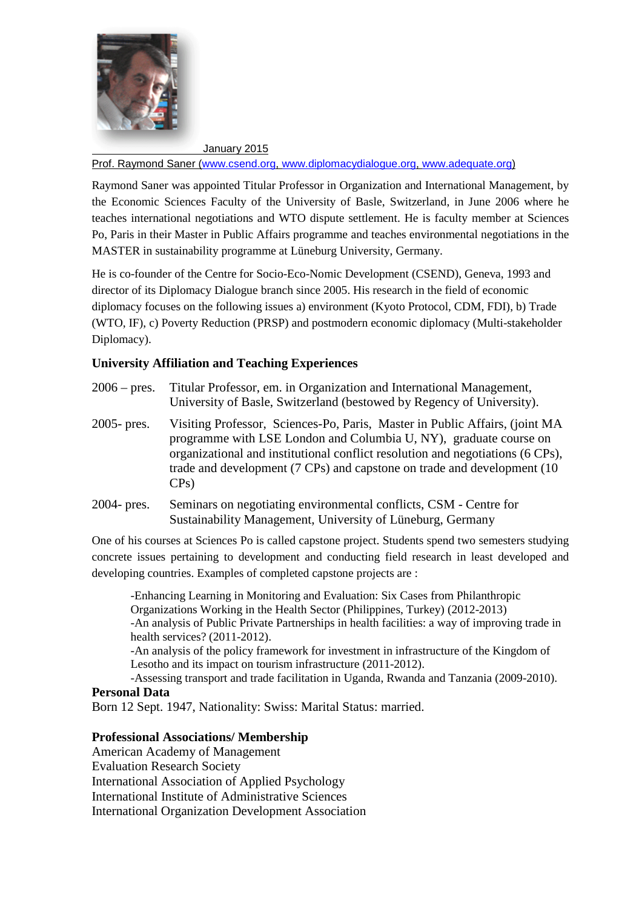January 2015

Prof. Raymond Saner (www.csend.org, www.diplomacydialogue.org, www.adequate.org)

Raymond Saner was appointed Titular Professor in Organization and International Management, by the Economic Sciences Faculty of the University of Basle, Switzerland, in June 2006 where he teaches international negotiations and WTO dispute settlement. He is faculty member at Sciences Po, Paris in their Master in Public Affairs programme and teaches environmental negotiations in the MASTER in sustainability programme at Lüneburg University, Germany.

He is co-founder of the Centre for Socio-Eco-Nomic Development (CSEND), Geneva, 1993 and director of its Diplomacy Dialogue branch since 2005. His research in the field of economic diplomacy focuses on the following issues a) environment (Kyoto Protocol, CDM, FDI), b) Trade (WTO, IF), c) Poverty Reduction (PRSP) and postmodern economic diplomacy (Multi-stakeholder Diplomacy).

### University Affiliation and Teaching Experiences

2006 – pres. Titular Professor, em. in Organization and International Management, University of Basle, Switzerland (bestowed by Regency of University).

2005- pres. Visiting Professor, Sciences-Po, Paris, Master in Public Affairs, (joint MA programme with LSE London and Columbia U, NY), graduate course on organizational and institutional conflict resolution and negotiations (6 CPs), trade and development (7 CPs) and capstone on trade and development (10 CPs)

2004- pres. Seminars on negotiating environmental conflicts, CSM - Centre for Sustainability Management, University of Lüneburg, Germany

One of his courses at Sciences Po is called capstone project. Students spend two semesters studying concrete issues pertaining to development and conducting field research in least developed and developing countries. Examples of completed capstone projects are :

-Enhancing Learning in Monitoring and Evaluation: Six Cases from Philanthropic Organizations Working in the Health Sector (Philippines, Turkey) (2012-2013)
-An analysis of Public Private Partnerships in health facilities: a way of improving trade in health services? (2011-2012).
-An analysis of the policy framework for investment in infrastructure of the Kingdom of Lesotho and its impact on tourism infrastructure (2011-2012).
-Assessing transport and trade facilitation in Uganda, Rwanda and Tanzania (2009-2010).

### Personal Data

Born 12 Sept. 1947, Nationality: Swiss: Marital Status: married.

### Professional Associations/ Membership

American Academy of Management
Evaluation Research Society
International Association of Applied Psychology
International Institute of Administrative Sciences
International Organization Development Association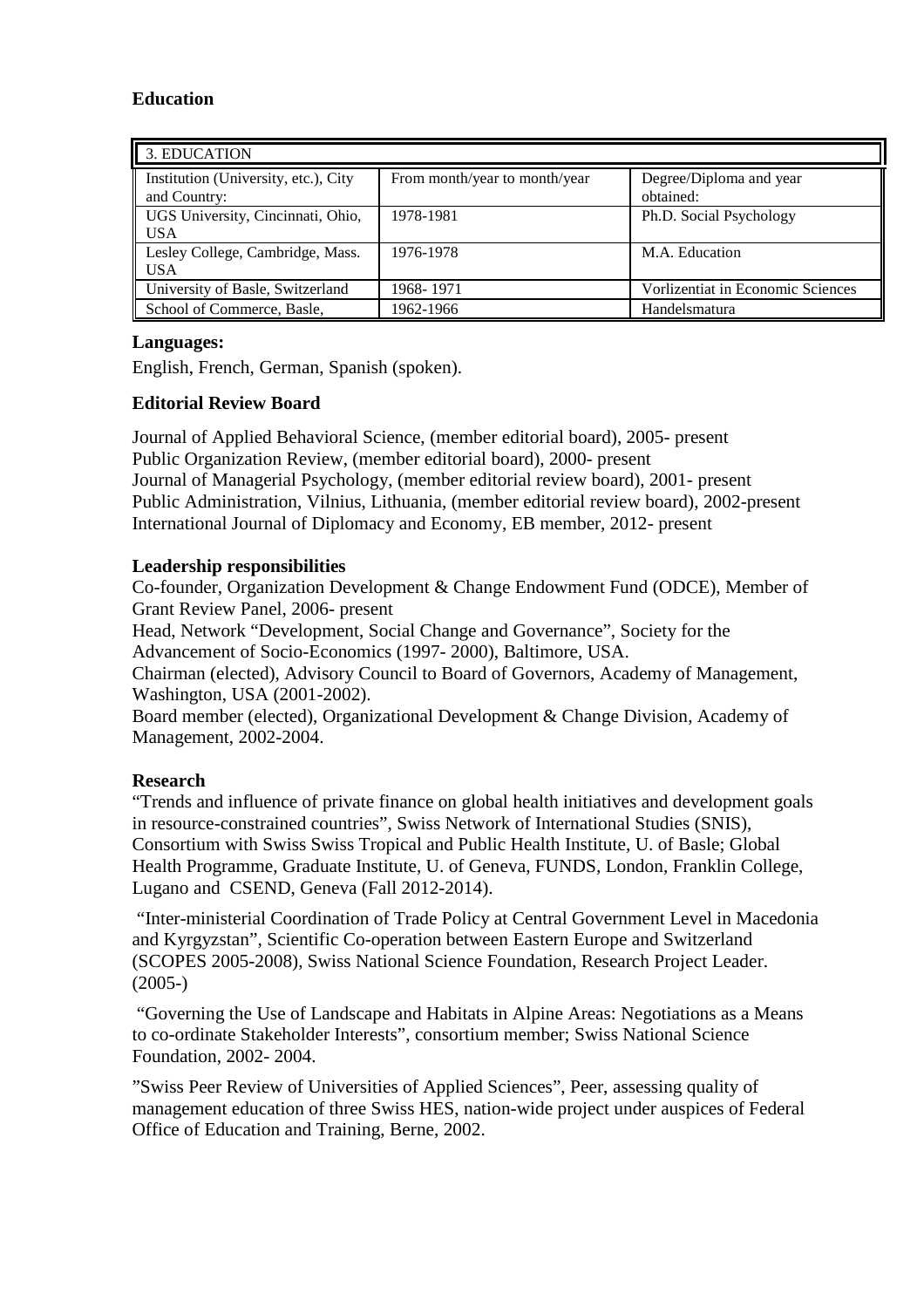**Education**

| 3. EDUCATION | | |
|---|---|---|
| Institution (University, etc.), City and Country: | From month/year to month/year | Degree/Diploma and year obtained: |
| UGS University, Cincinnati, Ohio, USA | 1978-1981 | Ph.D. Social Psychology |
| Lesley College, Cambridge, Mass. USA | 1976-1978 | M.A. Education |
| University of Basle, Switzerland | 1968- 1971 | Vorlizentiat in Economic Sciences |
| School of Commerce, Basle, | 1962-1966 | Handelsmatura |

**Languages:**

English, French, German, Spanish (spoken).

**Editorial Review Board**

Journal of Applied Behavioral Science, (member editorial board), 2005- present
Public Organization Review, (member editorial board), 2000- present
Journal of Managerial Psychology, (member editorial review board), 2001- present
Public Administration, Vilnius, Lithuania, (member editorial review board), 2002-present
International Journal of Diplomacy and Economy, EB member, 2012- present

**Leadership responsibilities**

Co-founder, Organization Development & Change Endowment Fund (ODCE), Member of Grant Review Panel, 2006- present
Head, Network "Development, Social Change and Governance", Society for the Advancement of Socio-Economics (1997- 2000), Baltimore, USA.
Chairman (elected), Advisory Council to Board of Governors, Academy of Management, Washington, USA (2001-2002).
Board member (elected), Organizational Development & Change Division, Academy of Management, 2002-2004.

**Research**

"Trends and influence of private finance on global health initiatives and development goals in resource-constrained countries", Swiss Network of International Studies (SNIS), Consortium with Swiss Swiss Tropical and Public Health Institute, U. of Basle; Global Health Programme, Graduate Institute, U. of Geneva, FUNDS, London, Franklin College, Lugano and CSEND, Geneva (Fall 2012-2014).

"Inter-ministerial Coordination of Trade Policy at Central Government Level in Macedonia and Kyrgyzstan", Scientific Co-operation between Eastern Europe and Switzerland (SCOPES 2005-2008), Swiss National Science Foundation, Research Project Leader. (2005-)

"Governing the Use of Landscape and Habitats in Alpine Areas: Negotiations as a Means to co-ordinate Stakeholder Interests", consortium member; Swiss National Science Foundation, 2002- 2004.

"Swiss Peer Review of Universities of Applied Sciences", Peer, assessing quality of management education of three Swiss HES, nation-wide project under auspices of Federal Office of Education and Training, Berne, 2002.